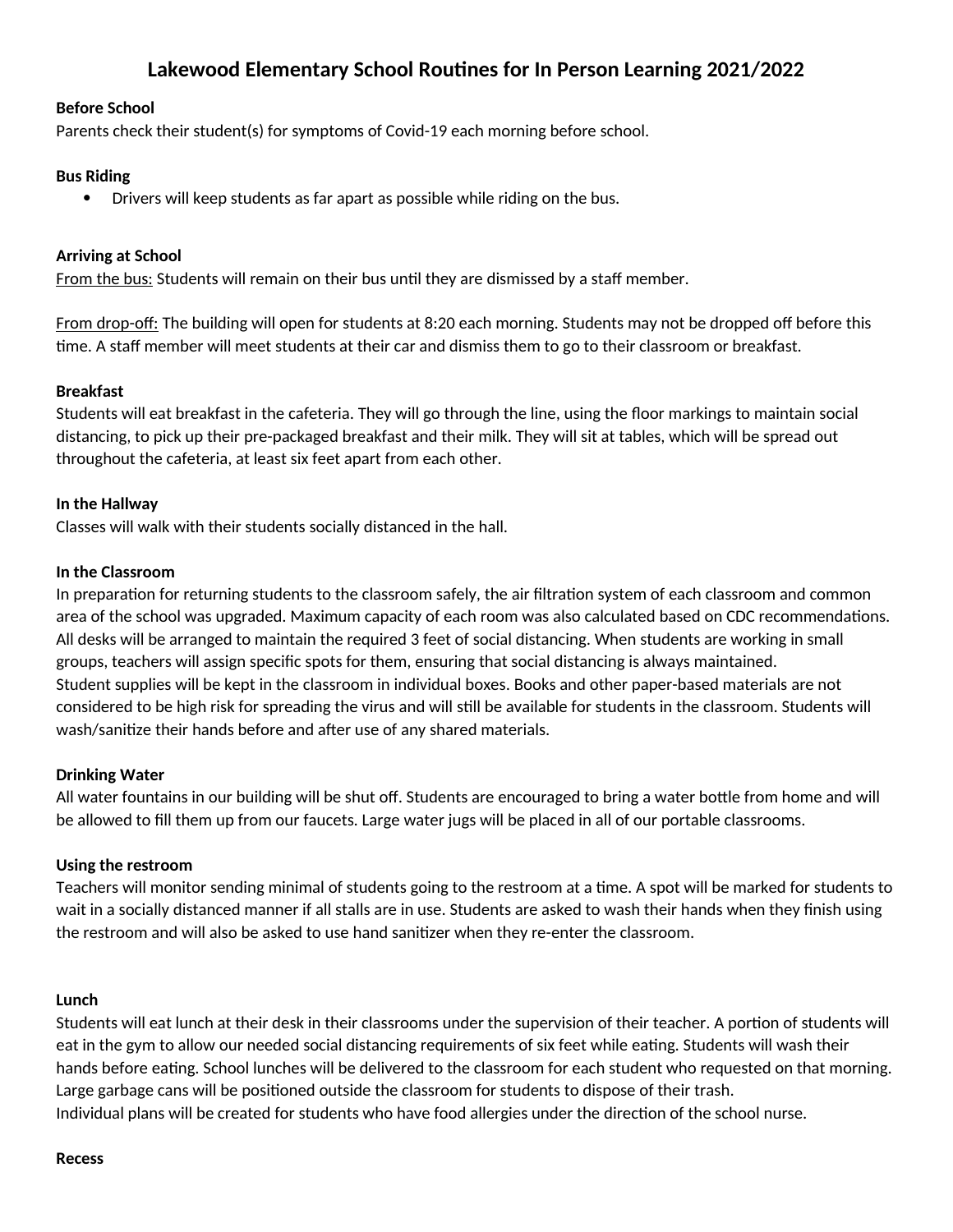# Lakewood Elementary School Routines for In Person Learning 2021/2022

**Before School**
Parents check their student(s) for symptoms of Covid-19 each morning before school.

**Bus Riding**

- Drivers will keep students as far apart as possible while riding on the bus.

**Arriving at School**
From the bus: Students will remain on their bus until they are dismissed by a staff member.

From drop-off: The building will open for students at 8:20 each morning. Students may not be dropped off before this time. A staff member will meet students at their car and dismiss them to go to their classroom or breakfast.

**Breakfast**
Students will eat breakfast in the cafeteria. They will go through the line, using the floor markings to maintain social distancing, to pick up their pre-packaged breakfast and their milk. They will sit at tables, which will be spread out throughout the cafeteria, at least six feet apart from each other.

**In the Hallway**
Classes will walk with their students socially distanced in the hall.

**In the Classroom**
In preparation for returning students to the classroom safely, the air filtration system of each classroom and common area of the school was upgraded. Maximum capacity of each room was also calculated based on CDC recommendations. All desks will be arranged to maintain the required 3 feet of social distancing. When students are working in small groups, teachers will assign specific spots for them, ensuring that social distancing is always maintained.
Student supplies will be kept in the classroom in individual boxes. Books and other paper-based materials are not considered to be high risk for spreading the virus and will still be available for students in the classroom. Students will wash/sanitize their hands before and after use of any shared materials.

**Drinking Water**
All water fountains in our building will be shut off. Students are encouraged to bring a water bottle from home and will be allowed to fill them up from our faucets. Large water jugs will be placed in all of our portable classrooms.

**Using the restroom**
Teachers will monitor sending minimal of students going to the restroom at a time. A spot will be marked for students to wait in a socially distanced manner if all stalls are in use. Students are asked to wash their hands when they finish using the restroom and will also be asked to use hand sanitizer when they re-enter the classroom.

**Lunch**
Students will eat lunch at their desk in their classrooms under the supervision of their teacher. A portion of students will eat in the gym to allow our needed social distancing requirements of six feet while eating. Students will wash their hands before eating. School lunches will be delivered to the classroom for each student who requested on that morning. Large garbage cans will be positioned outside the classroom for students to dispose of their trash.
Individual plans will be created for students who have food allergies under the direction of the school nurse.

**Recess**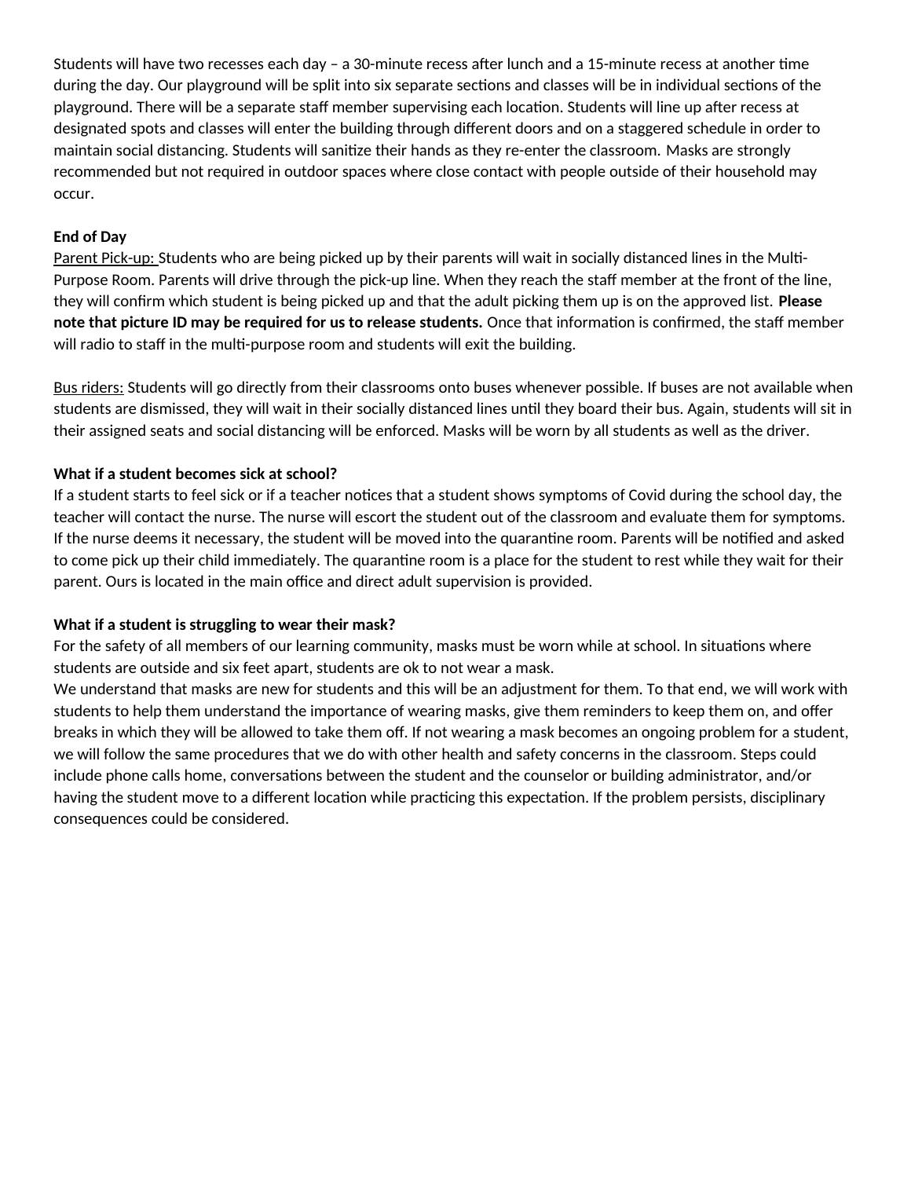Students will have two recesses each day – a 30-minute recess after lunch and a 15-minute recess at another time during the day. Our playground will be split into six separate sections and classes will be in individual sections of the playground. There will be a separate staff member supervising each location. Students will line up after recess at designated spots and classes will enter the building through different doors and on a staggered schedule in order to maintain social distancing. Students will sanitize their hands as they re-enter the classroom. Masks are strongly recommended but not required in outdoor spaces where close contact with people outside of their household may occur.

**End of Day**

Parent Pick-up: Students who are being picked up by their parents will wait in socially distanced lines in the Multi-Purpose Room. Parents will drive through the pick-up line. When they reach the staff member at the front of the line, they will confirm which student is being picked up and that the adult picking them up is on the approved list. **Please note that picture ID may be required for us to release students.** Once that information is confirmed, the staff member will radio to staff in the multi-purpose room and students will exit the building.

Bus riders: Students will go directly from their classrooms onto buses whenever possible. If buses are not available when students are dismissed, they will wait in their socially distanced lines until they board their bus. Again, students will sit in their assigned seats and social distancing will be enforced. Masks will be worn by all students as well as the driver.

**What if a student becomes sick at school?**

If a student starts to feel sick or if a teacher notices that a student shows symptoms of Covid during the school day, the teacher will contact the nurse. The nurse will escort the student out of the classroom and evaluate them for symptoms. If the nurse deems it necessary, the student will be moved into the quarantine room. Parents will be notified and asked to come pick up their child immediately. The quarantine room is a place for the student to rest while they wait for their parent. Ours is located in the main office and direct adult supervision is provided.

**What if a student is struggling to wear their mask?**

For the safety of all members of our learning community, masks must be worn while at school. In situations where students are outside and six feet apart, students are ok to not wear a mask.

We understand that masks are new for students and this will be an adjustment for them. To that end, we will work with students to help them understand the importance of wearing masks, give them reminders to keep them on, and offer breaks in which they will be allowed to take them off. If not wearing a mask becomes an ongoing problem for a student, we will follow the same procedures that we do with other health and safety concerns in the classroom. Steps could include phone calls home, conversations between the student and the counselor or building administrator, and/or having the student move to a different location while practicing this expectation. If the problem persists, disciplinary consequences could be considered.